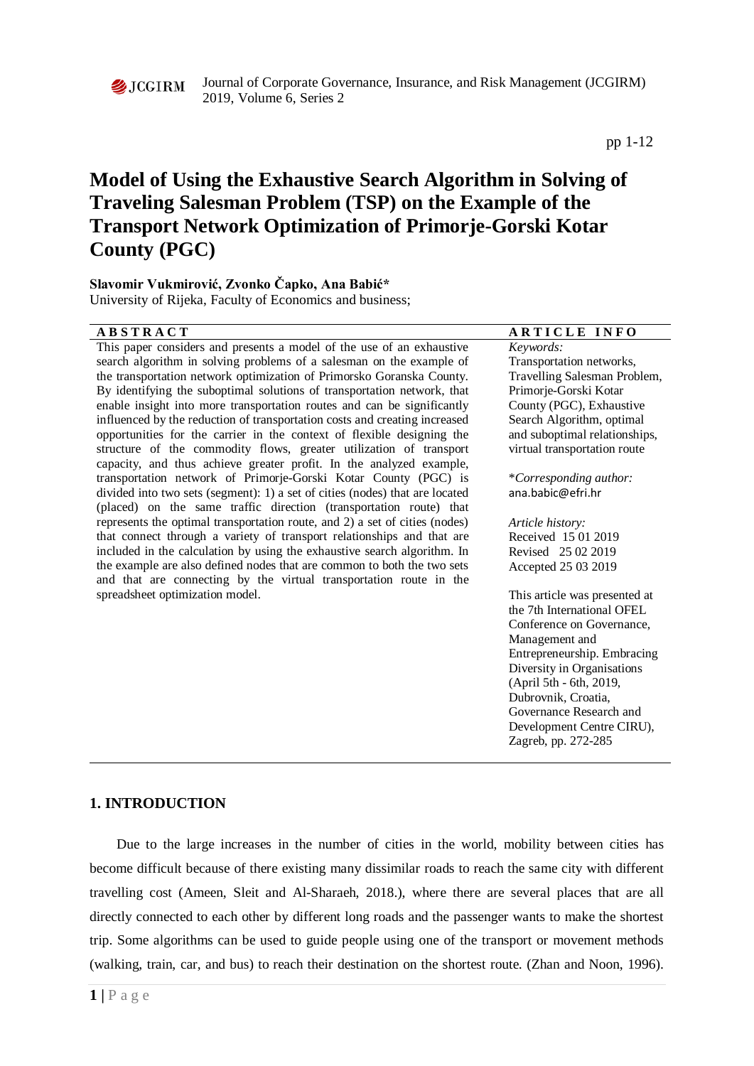# Model of Using the Exhaustive Search Algorithm in Solving of Traveling Salesman Problem (TSP) on the Example of the Transport Network Optimization of Primorje-Gorski Kotar County (PGC)

**Slavomir Vukmirović, Zvonko Čapko, Ana Babić***

University of Rijeka, Faculty of Economics and business;

## ABSTRACT

This paper considers and presents a model of the use of an exhaustive search algorithm in solving problems of a salesman on the example of the transportation network optimization of Primorsko Goranska County. By identifying the suboptimal solutions of transportation network, that enable insight into more transportation routes and can be significantly influenced by the reduction of transportation costs and creating increased opportunities for the carrier in the context of flexible designing the structure of the commodity flows, greater utilization of transport capacity, and thus achieve greater profit. In the analyzed example, transportation network of Primorje-Gorski Kotar County (PGC) is divided into two sets (segment): 1) a set of cities (nodes) that are located (placed) on the same traffic direction (transportation route) that represents the optimal transportation route, and 2) a set of cities (nodes) that connect through a variety of transport relationships and that are included in the calculation by using the exhaustive search algorithm. In the example are also defined nodes that are common to both the two sets and that are connecting by the virtual transportation route in the spreadsheet optimization model.

## ARTICLE INFO

*Keywords:*
Transportation networks, Travelling Salesman Problem, Primorje-Gorski Kotar County (PGC), Exhaustive Search Algorithm, optimal and suboptimal relationships, virtual transportation route

*\*Corresponding author:*
ana.babic@efri.hr

*Article history:*
Received 15 01 2019
Revised 25 02 2019
Accepted 25 03 2019

This article was presented at the 7th International OFEL Conference on Governance, Management and Entrepreneurship. Embracing Diversity in Organisations (April 5th - 6th, 2019, Dubrovnik, Croatia, Governance Research and Development Centre CIRU), Zagreb, pp. 272-285

## 1. INTRODUCTION

Due to the large increases in the number of cities in the world, mobility between cities has become difficult because of there existing many dissimilar roads to reach the same city with different travelling cost (Ameen, Sleit and Al-Sharaeh, 2018.), where there are several places that are all directly connected to each other by different long roads and the passenger wants to make the shortest trip. Some algorithms can be used to guide people using one of the transport or movement methods (walking, train, car, and bus) to reach their destination on the shortest route. (Zhan and Noon, 1996).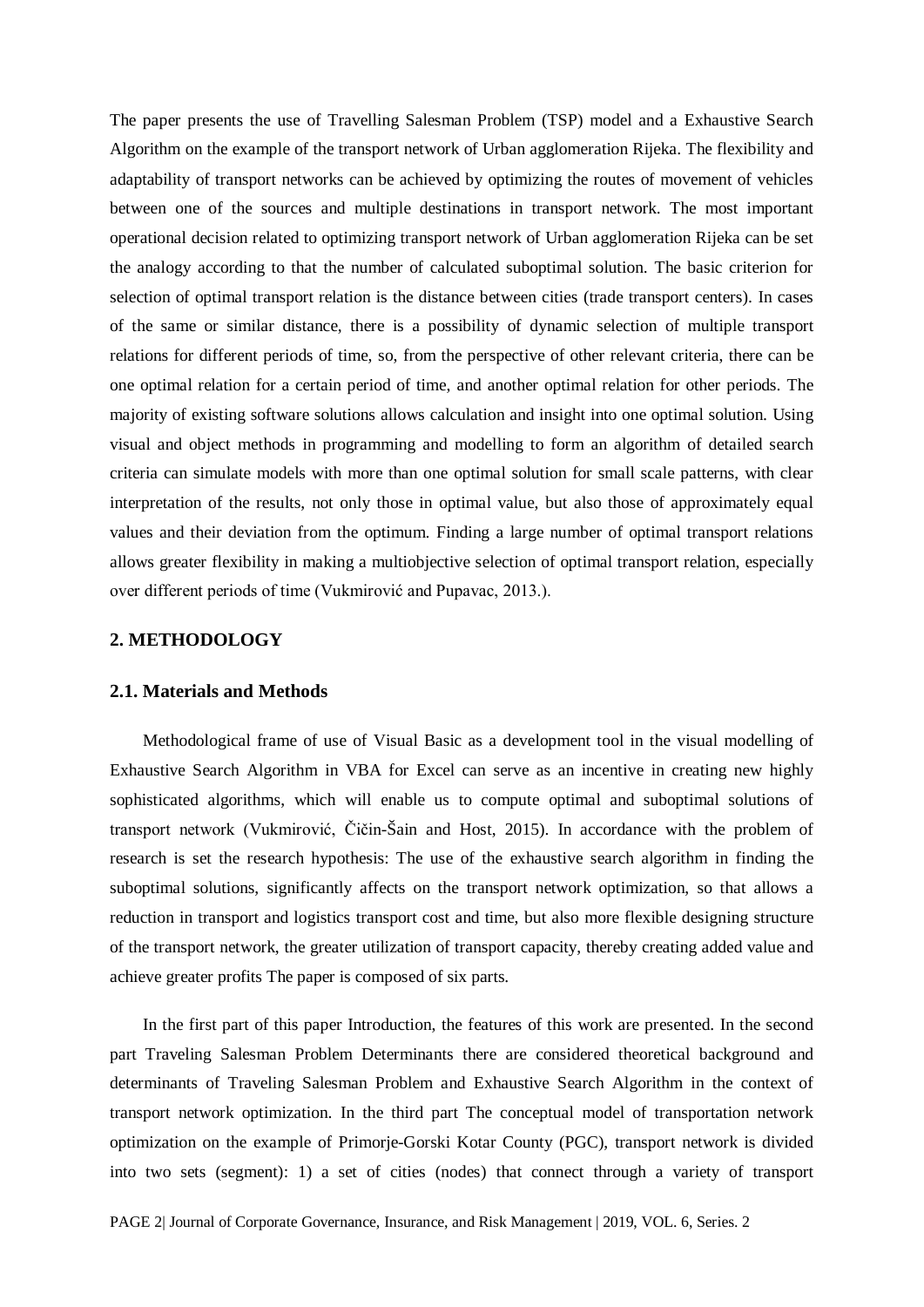The paper presents the use of Travelling Salesman Problem (TSP) model and a Exhaustive Search Algorithm on the example of the transport network of Urban agglomeration Rijeka. The flexibility and adaptability of transport networks can be achieved by optimizing the routes of movement of vehicles between one of the sources and multiple destinations in transport network. The most important operational decision related to optimizing transport network of Urban agglomeration Rijeka can be set the analogy according to that the number of calculated suboptimal solution. The basic criterion for selection of optimal transport relation is the distance between cities (trade transport centers). In cases of the same or similar distance, there is a possibility of dynamic selection of multiple transport relations for different periods of time, so, from the perspective of other relevant criteria, there can be one optimal relation for a certain period of time, and another optimal relation for other periods. The majority of existing software solutions allows calculation and insight into one optimal solution. Using visual and object methods in programming and modelling to form an algorithm of detailed search criteria can simulate models with more than one optimal solution for small scale patterns, with clear interpretation of the results, not only those in optimal value, but also those of approximately equal values and their deviation from the optimum. Finding a large number of optimal transport relations allows greater flexibility in making a multiobjective selection of optimal transport relation, especially over different periods of time (Vukmirović and Pupavac, 2013.).

## 2. METHODOLOGY

### 2.1. Materials and Methods

Methodological frame of use of Visual Basic as a development tool in the visual modelling of Exhaustive Search Algorithm in VBA for Excel can serve as an incentive in creating new highly sophisticated algorithms, which will enable us to compute optimal and suboptimal solutions of transport network (Vukmirović, Čičin-Šain and Host, 2015). In accordance with the problem of research is set the research hypothesis: The use of the exhaustive search algorithm in finding the suboptimal solutions, significantly affects on the transport network optimization, so that allows a reduction in transport and logistics transport cost and time, but also more flexible designing structure of the transport network, the greater utilization of transport capacity, thereby creating added value and achieve greater profits The paper is composed of six parts.

In the first part of this paper Introduction, the features of this work are presented. In the second part Traveling Salesman Problem Determinants there are considered theoretical background and determinants of Traveling Salesman Problem and Exhaustive Search Algorithm in the context of transport network optimization. In the third part The conceptual model of transportation network optimization on the example of Primorje-Gorski Kotar County (PGC), transport network is divided into two sets (segment): 1) a set of cities (nodes) that connect through a variety of transport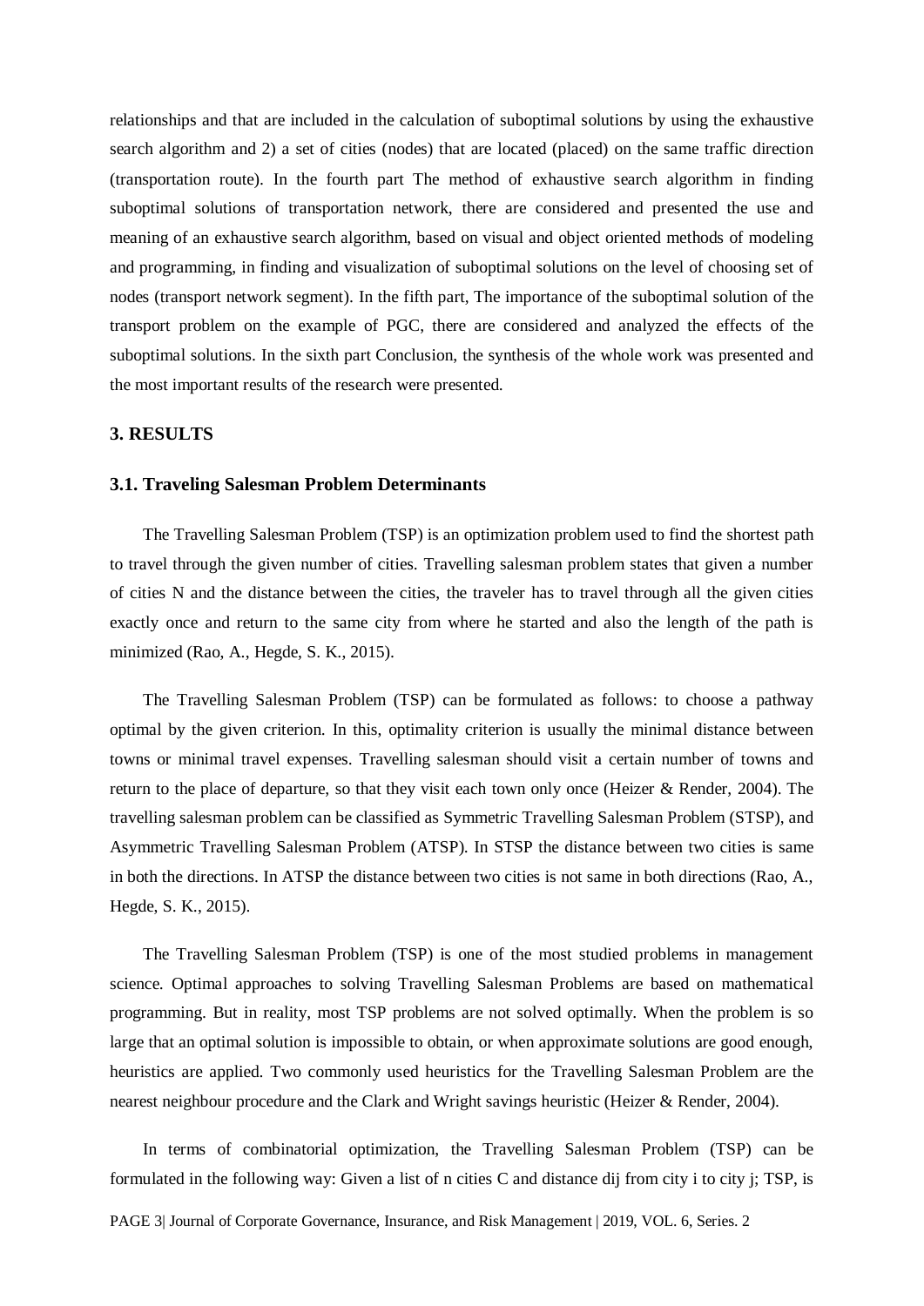relationships and that are included in the calculation of suboptimal solutions by using the exhaustive search algorithm and 2) a set of cities (nodes) that are located (placed) on the same traffic direction (transportation route). In the fourth part The method of exhaustive search algorithm in finding suboptimal solutions of transportation network, there are considered and presented the use and meaning of an exhaustive search algorithm, based on visual and object oriented methods of modeling and programming, in finding and visualization of suboptimal solutions on the level of choosing set of nodes (transport network segment). In the fifth part, The importance of the suboptimal solution of the transport problem on the example of PGC, there are considered and analyzed the effects of the suboptimal solutions. In the sixth part Conclusion, the synthesis of the whole work was presented and the most important results of the research were presented.

## 3. RESULTS

### 3.1. Traveling Salesman Problem Determinants

The Travelling Salesman Problem (TSP) is an optimization problem used to find the shortest path to travel through the given number of cities. Travelling salesman problem states that given a number of cities N and the distance between the cities, the traveler has to travel through all the given cities exactly once and return to the same city from where he started and also the length of the path is minimized (Rao, A., Hegde, S. K., 2015).

The Travelling Salesman Problem (TSP) can be formulated as follows: to choose a pathway optimal by the given criterion. In this, optimality criterion is usually the minimal distance between towns or minimal travel expenses. Travelling salesman should visit a certain number of towns and return to the place of departure, so that they visit each town only once (Heizer & Render, 2004). The travelling salesman problem can be classified as Symmetric Travelling Salesman Problem (STSP), and Asymmetric Travelling Salesman Problem (ATSP). In STSP the distance between two cities is same in both the directions. In ATSP the distance between two cities is not same in both directions (Rao, A., Hegde, S. K., 2015).

The Travelling Salesman Problem (TSP) is one of the most studied problems in management science. Optimal approaches to solving Travelling Salesman Problems are based on mathematical programming. But in reality, most TSP problems are not solved optimally. When the problem is so large that an optimal solution is impossible to obtain, or when approximate solutions are good enough, heuristics are applied. Two commonly used heuristics for the Travelling Salesman Problem are the nearest neighbour procedure and the Clark and Wright savings heuristic (Heizer & Render, 2004).

In terms of combinatorial optimization, the Travelling Salesman Problem (TSP) can be formulated in the following way: Given a list of n cities C and distance $d_{ij}$ from city i to city j; TSP, is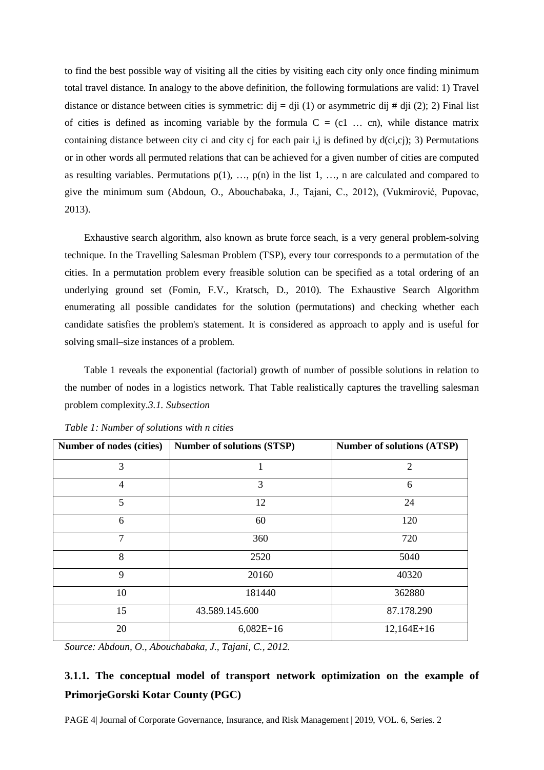to find the best possible way of visiting all the cities by visiting each city only once finding minimum total travel distance. In analogy to the above definition, the following formulations are valid: 1) Travel distance or distance between cities is symmetric: $d_{ij} = d_{ji}$ (1) or asymmetric $d_{ij} \# d_{ji}$ (2); 2) Final list of cities is defined as incoming variable by the formula $C = (c_1 \ldots c_n)$, while distance matrix containing distance between city $c_i$ and city $c_j$ for each pair i,j is defined by $d(c_i,c_j)$; 3) Permutations or in other words all permuted relations that can be achieved for a given number of cities are computed as resulting variables. Permutations $p(1), \ldots, p(n)$ in the list $1, \ldots, n$ are calculated and compared to give the minimum sum (Abdoun, O., Abouchabaka, J., Tajani, C., 2012), (Vukmirović, Pupovac, 2013).

Exhaustive search algorithm, also known as brute force seach, is a very general problem-solving technique. In the Travelling Salesman Problem (TSP), every tour corresponds to a permutation of the cities. In a permutation problem every freasible solution can be specified as a total ordering of an underlying ground set (Fomin, F.V., Kratsch, D., 2010). The Exhaustive Search Algorithm enumerating all possible candidates for the solution (permutations) and checking whether each candidate satisfies the problem's statement. It is considered as approach to apply and is useful for solving small–size instances of a problem.

Table 1 reveals the exponential (factorial) growth of number of possible solutions in relation to the number of nodes in a logistics network. That Table realistically captures the travelling salesman problem complexity.*3.1. Subsection*

*Table 1: Number of solutions with n cities*

| Number of nodes (cities) | Number of solutions (STSP) | Number of solutions (ATSP) |
|---|---|---|
| 3 | 1 | 2 |
| 4 | 3 | 6 |
| 5 | 12 | 24 |
| 6 | 60 | 120 |
| 7 | 360 | 720 |
| 8 | 2520 | 5040 |
| 9 | 20160 | 40320 |
| 10 | 181440 | 362880 |
| 15 | 43.589.145.600 | 87.178.290 |
| 20 | 6,082E+16 | 12,164E+16 |

*Source: Abdoun, O., Abouchabaka, J., Tajani, C., 2012.*

#### 3.1.1. The conceptual model of transport network optimization on the example of PrimorjeGorski Kotar County (PGC)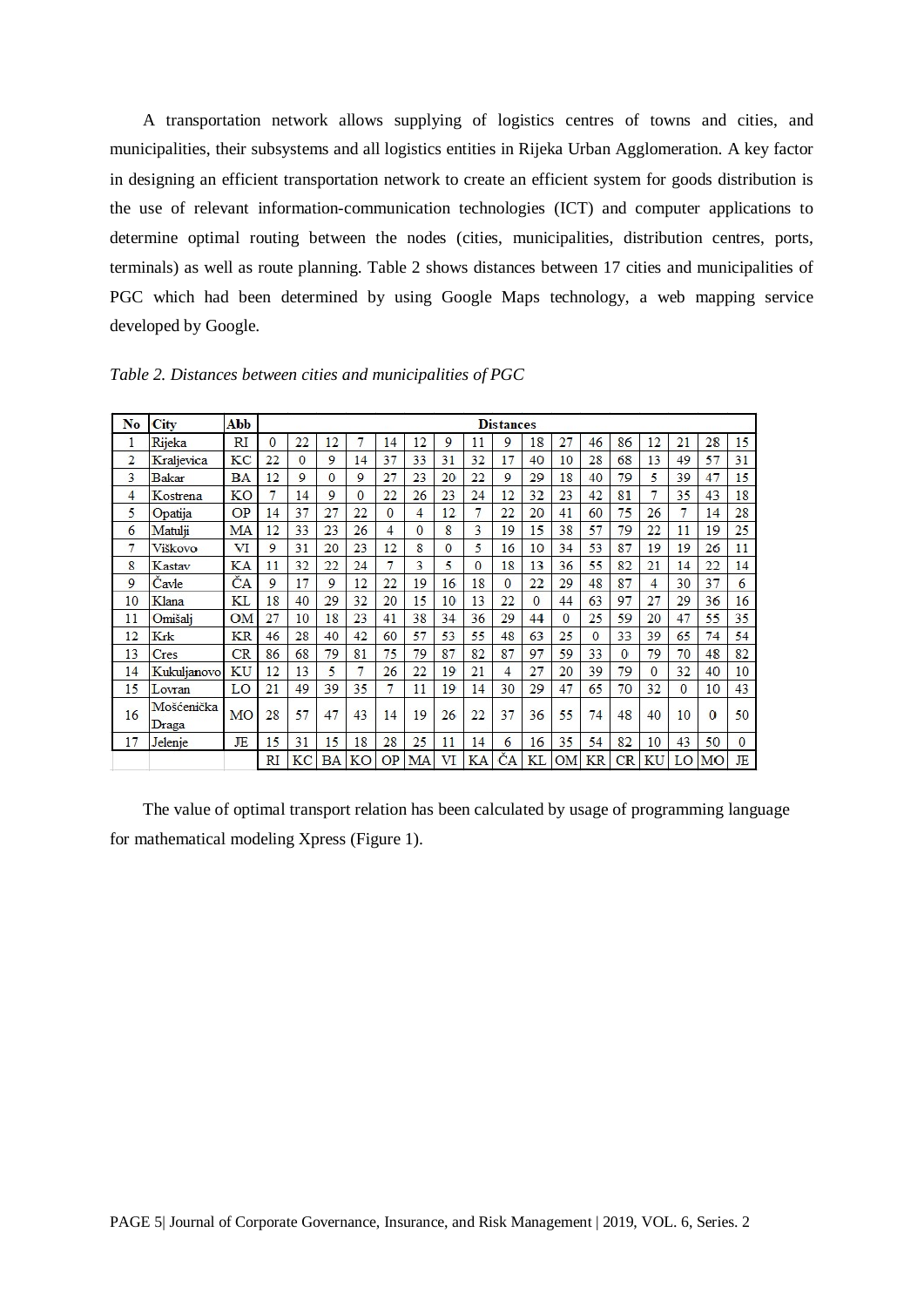A transportation network allows supplying of logistics centres of towns and cities, and municipalities, their subsystems and all logistics entities in Rijeka Urban Agglomeration. A key factor in designing an efficient transportation network to create an efficient system for goods distribution is the use of relevant information-communication technologies (ICT) and computer applications to determine optimal routing between the nodes (cities, municipalities, distribution centres, ports, terminals) as well as route planning. Table 2 shows distances between 17 cities and municipalities of PGC which had been determined by using Google Maps technology, a web mapping service developed by Google.

*Table 2. Distances between cities and municipalities of PGC*

| No | City | Abb | Distances | | | | | | | | | | | | | | | | |
|---|---|---|---|---|---|---|---|---|---|---|---|---|---|---|---|---|---|---|---|
| 1 | Rijeka | RI | 0 | 22 | 12 | 7 | 14 | 12 | 9 | 11 | 9 | 18 | 27 | 46 | 86 | 12 | 21 | 28 | 15 |
| 2 | Kraljevica | KC | 22 | 0 | 9 | 14 | 37 | 33 | 31 | 32 | 17 | 40 | 10 | 28 | 68 | 13 | 49 | 57 | 31 |
| 3 | Bakar | BA | 12 | 9 | 0 | 9 | 27 | 23 | 20 | 22 | 9 | 29 | 18 | 40 | 79 | 5 | 39 | 47 | 15 |
| 4 | Kostrena | KO | 7 | 14 | 9 | 0 | 22 | 26 | 23 | 24 | 12 | 32 | 23 | 42 | 81 | 7 | 35 | 43 | 18 |
| 5 | Opatija | OP | 14 | 37 | 27 | 22 | 0 | 4 | 12 | 7 | 22 | 20 | 41 | 60 | 75 | 26 | 7 | 14 | 28 |
| 6 | Matulji | MA | 12 | 33 | 23 | 26 | 4 | 0 | 8 | 3 | 19 | 15 | 38 | 57 | 79 | 22 | 11 | 19 | 25 |
| 7 | Viškovo | VI | 9 | 31 | 20 | 23 | 12 | 8 | 0 | 5 | 16 | 10 | 34 | 53 | 87 | 19 | 19 | 26 | 11 |
| 8 | Kastav | KA | 11 | 32 | 22 | 24 | 7 | 3 | 5 | 0 | 18 | 13 | 36 | 55 | 82 | 21 | 14 | 22 | 14 |
| 9 | Čavle | ČA | 9 | 17 | 9 | 12 | 22 | 19 | 16 | 18 | 0 | 22 | 29 | 48 | 87 | 4 | 30 | 37 | 6 |
| 10 | Klana | KL | 18 | 40 | 29 | 32 | 20 | 15 | 10 | 13 | 22 | 0 | 44 | 63 | 97 | 27 | 29 | 36 | 16 |
| 11 | Omišalj | OM | 27 | 10 | 18 | 23 | 41 | 38 | 34 | 36 | 29 | 44 | 0 | 25 | 59 | 20 | 47 | 55 | 35 |
| 12 | Krk | KR | 46 | 28 | 40 | 42 | 60 | 57 | 53 | 55 | 48 | 63 | 25 | 0 | 33 | 39 | 65 | 74 | 54 |
| 13 | Cres | CR | 86 | 68 | 79 | 81 | 75 | 79 | 87 | 82 | 87 | 97 | 59 | 33 | 0 | 79 | 70 | 48 | 82 |
| 14 | Kukuljanovo | KU | 12 | 13 | 5 | 7 | 26 | 22 | 19 | 21 | 4 | 27 | 20 | 39 | 79 | 0 | 32 | 40 | 10 |
| 15 | Lovran | LO | 21 | 49 | 39 | 35 | 7 | 11 | 19 | 14 | 30 | 29 | 47 | 65 | 70 | 32 | 0 | 10 | 43 |
| 16 | Mošćenička Draga | MO | 28 | 57 | 47 | 43 | 14 | 19 | 26 | 22 | 37 | 36 | 55 | 74 | 48 | 40 | 10 | 0 | 50 |
| 17 | Jelenje | JE | 15 | 31 | 15 | 18 | 28 | 25 | 11 | 14 | 6 | 16 | 35 | 54 | 82 | 10 | 43 | 50 | 0 |
| | | | RI | KC | BA | KO | OP | MA | VI | KA | ČA | KL | OM | KR | CR | KU | LO | MO | JE |

The value of optimal transport relation has been calculated by usage of programming language for mathematical modeling Xpress (Figure 1).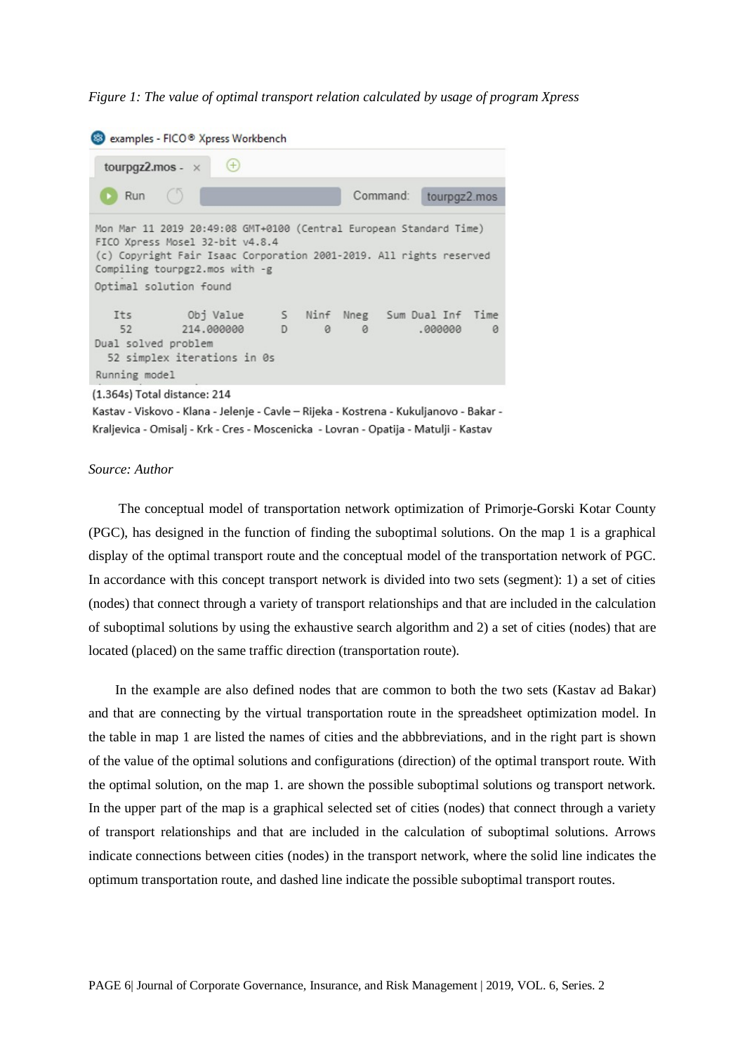*Figure 1: The value of optimal transport relation calculated by usage of program Xpress*

```
examples - FICO® Xpress Workbench
tourpgz2.mos -
Run    Command: tourpgz2.mos

Mon Mar 11 2019 20:49:08 GMT+0100 (Central European Standard Time)
FICO Xpress Mosel 32-bit v4.8.4
(c) Copyright Fair Isaac Corporation 2001-2019. All rights reserved
Compiling tourpgz2.mos with -g
Optimal solution found

   Its        Obj Value      S    Ninf  Nneg    Sum Dual Inf  Time
    52       214.000000      D       0     0        .000000      0
Dual solved problem
  52 simplex iterations in 0s
Running model
(1.364s) Total distance: 214
Kastav - Viskovo - Klana - Jelenje - Cavle – Rijeka - Kostrena - Kukuljanovo - Bakar -
Kraljevica - Omisalj - Krk - Cres - Moscenicka - Lovran - Opatija - Matulji - Kastav
```

*Source: Author*

The conceptual model of transportation network optimization of Primorje-Gorski Kotar County (PGC), has designed in the function of finding the suboptimal solutions. On the map 1 is a graphical display of the optimal transport route and the conceptual model of the transportation network of PGC. In accordance with this concept transport network is divided into two sets (segment): 1) a set of cities (nodes) that connect through a variety of transport relationships and that are included in the calculation of suboptimal solutions by using the exhaustive search algorithm and 2) a set of cities (nodes) that are located (placed) on the same traffic direction (transportation route).

In the example are also defined nodes that are common to both the two sets (Kastav ad Bakar) and that are connecting by the virtual transportation route in the spreadsheet optimization model. In the table in map 1 are listed the names of cities and the abbbreviations, and in the right part is shown of the value of the optimal solutions and configurations (direction) of the optimal transport route. With the optimal solution, on the map 1. are shown the possible suboptimal solutions og transport network. In the upper part of the map is a graphical selected set of cities (nodes) that connect through a variety of transport relationships and that are included in the calculation of suboptimal solutions. Arrows indicate connections between cities (nodes) in the transport network, where the solid line indicates the optimum transportation route, and dashed line indicate the possible suboptimal transport routes.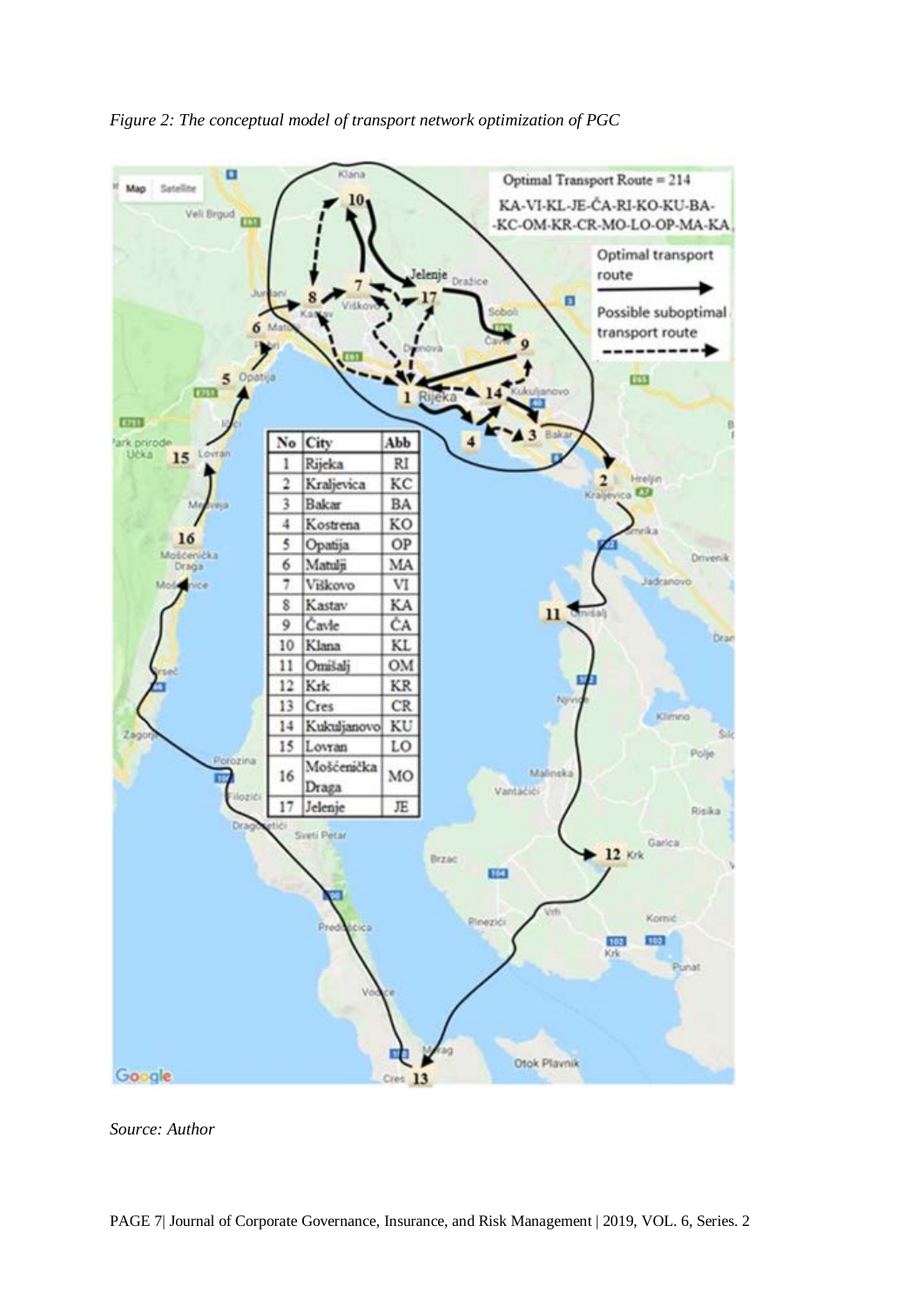*Figure 2: The conceptual model of transport network optimization of PGC*

Optimal Transport Route = 214

KA-VI-KL-JE-ČA-RI-KO-KU-BA-
-KC-OM-KR-CR-MO-LO-OP-MA-KA

Optimal transport route

Possible suboptimal transport route

| No | City | Abb |
|---|---|---|
| 1 | Rijeka | RI |
| 2 | Kraljevica | KC |
| 3 | Bakar | BA |
| 4 | Kostrena | KO |
| 5 | Opatija | OP |
| 6 | Matulji | MA |
| 7 | Viškovo | VI |
| 8 | Kastav | KA |
| 9 | Čavle | ČA |
| 10 | Klana | KL |
| 11 | Omišalj | OM |
| 12 | Krk | KR |
| 13 | Cres | CR |
| 14 | Kukuljanovo | KU |
| 15 | Lovran | LO |
| 16 | Mošćenička Draga | MO |
| 17 | Jelenje | JE |

*Source: Author*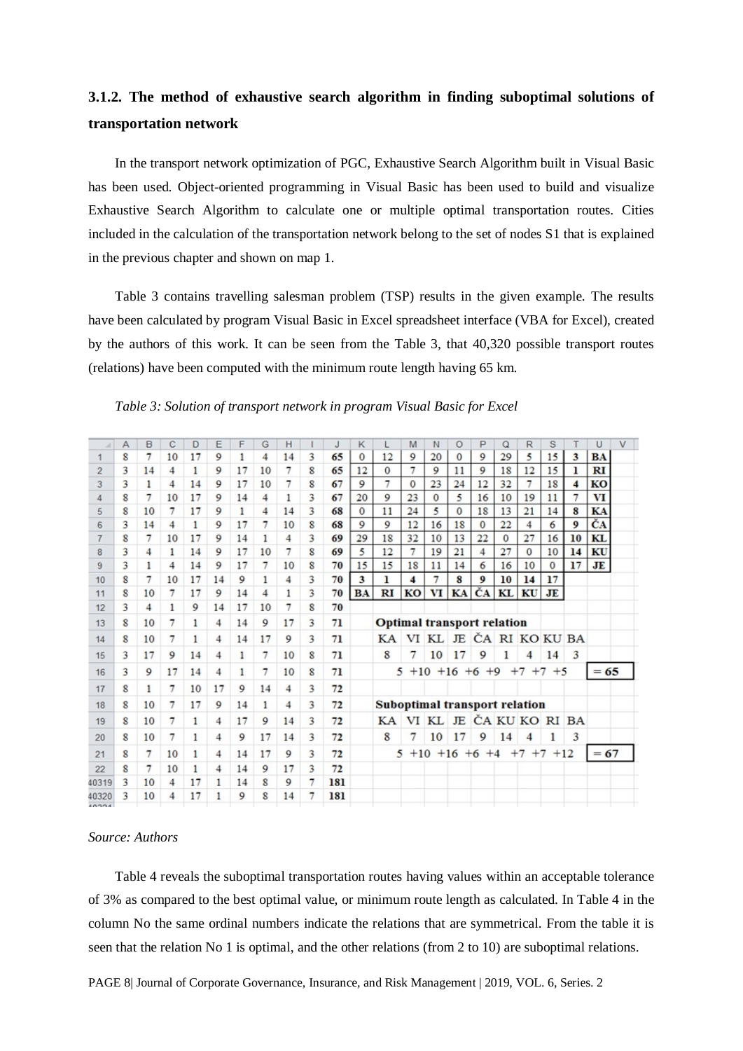### 3.1.2. The method of exhaustive search algorithm in finding suboptimal solutions of transportation network

In the transport network optimization of PGC, Exhaustive Search Algorithm built in Visual Basic has been used. Object-oriented programming in Visual Basic has been used to build and visualize Exhaustive Search Algorithm to calculate one or multiple optimal transportation routes. Cities included in the calculation of the transportation network belong to the set of nodes S1 that is explained in the previous chapter and shown on map 1.

Table 3 contains travelling salesman problem (TSP) results in the given example. The results have been calculated by program Visual Basic in Excel spreadsheet interface (VBA for Excel), created by the authors of this work. It can be seen from the Table 3, that 40,320 possible transport routes (relations) have been computed with the minimum route length having 65 km.

*Table 3: Solution of transport network in program Visual Basic for Excel*

| | A | B | C | D | E | F | G | H | I | J | K | L | M | N | O | P | Q | R | S | T | U |
|---|---|---|---|---|---|---|---|---|---|---|---|---|---|---|---|---|---|---|---|---|---|
| 1 | 8 | 7 | 10 | 17 | 9 | 1 | 4 | 14 | 3 | **65** | 0 | 12 | 9 | 20 | 0 | 9 | 29 | 5 | 15 | **3** | **BA** |
| 2 | 3 | 14 | 4 | 1 | 9 | 17 | 10 | 7 | 8 | **65** | 12 | 0 | 7 | 9 | 11 | 9 | 18 | 12 | 15 | **1** | **RI** |
| 3 | 3 | 1 | 4 | 14 | 9 | 17 | 10 | 7 | 8 | **67** | 9 | 7 | 0 | 23 | 24 | 12 | 32 | 7 | 18 | **4** | **KO** |
| 4 | 8 | 7 | 10 | 17 | 9 | 14 | 4 | 1 | 3 | **67** | 20 | 9 | 23 | 0 | 5 | 16 | 10 | 19 | 11 | **7** | **VI** |
| 5 | 8 | 10 | 7 | 17 | 9 | 1 | 4 | 14 | 3 | **68** | 0 | 11 | 24 | 5 | 0 | 18 | 13 | 21 | 14 | **8** | **KA** |
| 6 | 3 | 14 | 4 | 1 | 9 | 17 | 7 | 10 | 8 | **68** | 9 | 9 | 12 | 16 | 18 | 0 | 22 | 4 | 6 | **9** | **ČA** |
| 7 | 8 | 7 | 10 | 17 | 9 | 14 | 1 | 4 | 3 | **69** | 29 | 18 | 32 | 10 | 13 | 22 | 0 | 27 | 16 | **10** | **KL** |
| 8 | 3 | 4 | 1 | 14 | 9 | 17 | 10 | 7 | 8 | **69** | 5 | 12 | 7 | 19 | 21 | 4 | 27 | 0 | 10 | **14** | **KU** |
| 9 | 3 | 1 | 4 | 14 | 9 | 17 | 7 | 10 | 8 | **70** | 15 | 15 | 18 | 11 | 14 | 6 | 16 | 10 | 0 | **17** | **JE** |
| 10 | 8 | 7 | 10 | 17 | 14 | 9 | 1 | 4 | 3 | **70** | **3** | **1** | **4** | **7** | **8** | **9** | **10** | **14** | **17** | | |
| 11 | 8 | 10 | 7 | 17 | 9 | 14 | 4 | 1 | 3 | **70** | **BA** | **RI** | **KO** | **VI** | **KA** | **ČA** | **KL** | **KU** | **JE** | | |
| 12 | 3 | 4 | 1 | 9 | 14 | 17 | 10 | 7 | 8 | **70** | | | | | | | | | | | |
| 13 | 8 | 10 | 7 | 1 | 4 | 14 | 9 | 17 | 3 | **71** | | **Optimal transport relation** | | | | | | | | | |
| 14 | 8 | 10 | 7 | 1 | 4 | 14 | 17 | 9 | 3 | **71** | | KA | VI | KL | JE | ČA | RI | KO | KU | BA | |
| 15 | 3 | 17 | 9 | 14 | 4 | 1 | 7 | 10 | 8 | **71** | | 8 | 7 | 10 | 17 | 9 | 1 | 4 | 14 | 3 | |
| 16 | 3 | 9 | 17 | 14 | 4 | 1 | 7 | 10 | 8 | **71** | | 5 +10 +16 +6 +9 +7 +7 +5 | | | | | | | | | **= 65** |
| 17 | 8 | 1 | 7 | 10 | 17 | 9 | 14 | 4 | 3 | **72** | | | | | | | | | | | |
| 18 | 8 | 10 | 7 | 17 | 9 | 14 | 1 | 4 | 3 | **72** | | **Suboptimal transport relation** | | | | | | | | | |
| 19 | 8 | 10 | 7 | 1 | 4 | 17 | 9 | 14 | 3 | **72** | | KA | VI | KL | JE | ČA | KU | KO | RI | BA | |
| 20 | 8 | 10 | 7 | 1 | 4 | 9 | 17 | 14 | 3 | **72** | | 8 | 7 | 10 | 17 | 9 | 14 | 4 | 1 | 3 | |
| 21 | 8 | 7 | 10 | 1 | 4 | 14 | 17 | 9 | 3 | **72** | | 5 +10 +16 +6 +4 +7 +7 +12 | | | | | | | | | **= 67** |
| 22 | 8 | 7 | 10 | 1 | 4 | 14 | 9 | 17 | 3 | **72** | | | | | | | | | | | |
| 40319 | 3 | 10 | 4 | 17 | 1 | 14 | 8 | 9 | 7 | **181** | | | | | | | | | | | |
| 40320 | 3 | 10 | 4 | 17 | 1 | 9 | 8 | 14 | 7 | **181** | | | | | | | | | | | |

*Source: Authors*

Table 4 reveals the suboptimal transportation routes having values within an acceptable tolerance of 3% as compared to the best optimal value, or minimum route length as calculated. In Table 4 in the column No the same ordinal numbers indicate the relations that are symmetrical. From the table it is seen that the relation No 1 is optimal, and the other relations (from 2 to 10) are suboptimal relations.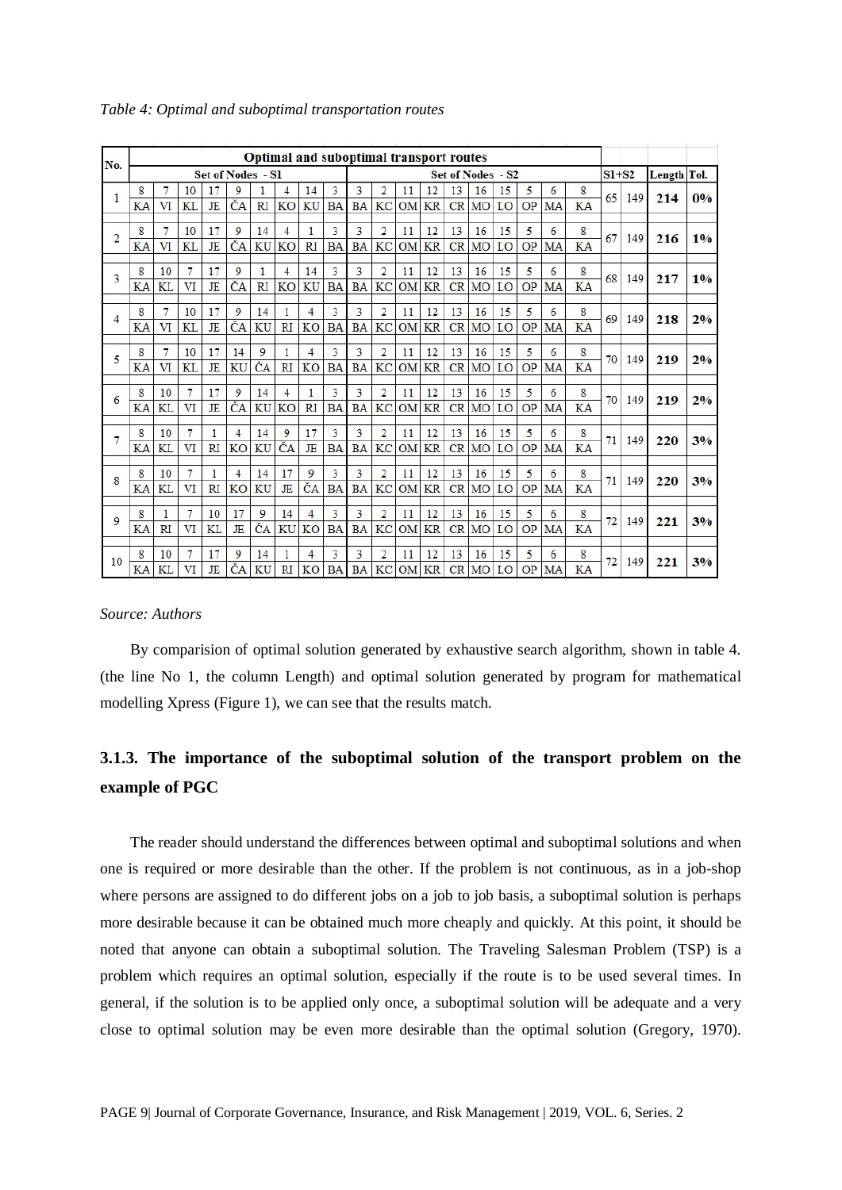*Table 4: Optimal and suboptimal transportation routes*

| No. | Optimal and suboptimal transport routes | | | | | | | | | | | | | | | | | | | | | | | |
|---|---|---|---|---|---|---|---|---|---|---|---|---|---|---|---|---|---|---|---|---|---|---|---|---|
| | Set of Nodes - S1 | | | | | | | | | Set of Nodes - S2 | | | | | | | | | | | S1+S2 | | Length | Tol. |
| 1 | 8 | 7 | 10 | 17 | 9 | 1 | 4 | 14 | 3 | 3 | 2 | 11 | 12 | 13 | 16 | 15 | 5 | 6 | 8 | | 65 | 149 | 214 | 0% |
| | KA | VI | KL | JE | ČA | RI | KO | KU | BA | BA | KC | OM | KR | CR | MO | LO | OP | MA | KA | | | | | |
| 2 | 8 | 7 | 10 | 17 | 9 | 14 | 4 | 1 | 3 | 3 | 2 | 11 | 12 | 13 | 16 | 15 | 5 | 6 | 8 | | 67 | 149 | 216 | 1% |
| | KA | VI | KL | JE | ČA | KU | KO | RI | BA | BA | KC | OM | KR | CR | MO | LO | OP | MA | KA | | | | | |
| 3 | 8 | 10 | 7 | 17 | 9 | 1 | 4 | 14 | 3 | 3 | 2 | 11 | 12 | 13 | 16 | 15 | 5 | 6 | 8 | | 68 | 149 | 217 | 1% |
| | KA | KL | VI | JE | ČA | RI | KO | KU | BA | BA | KC | OM | KR | CR | MO | LO | OP | MA | KA | | | | | |
| 4 | 8 | 7 | 10 | 17 | 9 | 14 | 1 | 4 | 3 | 3 | 2 | 11 | 12 | 13 | 16 | 15 | 5 | 6 | 8 | | 69 | 149 | 218 | 2% |
| | KA | VI | KL | JE | ČA | KU | RI | KO | BA | BA | KC | OM | KR | CR | MO | LO | OP | MA | KA | | | | | |
| 5 | 8 | 7 | 10 | 17 | 14 | 9 | 1 | 4 | 3 | 3 | 2 | 11 | 12 | 13 | 16 | 15 | 5 | 6 | 8 | | 70 | 149 | 219 | 2% |
| | KA | VI | KL | JE | KU | ČA | RI | KO | BA | BA | KC | OM | KR | CR | MO | LO | OP | MA | KA | | | | | |
| 6 | 8 | 10 | 7 | 17 | 9 | 14 | 4 | 1 | 3 | 3 | 2 | 11 | 12 | 13 | 16 | 15 | 5 | 6 | 8 | | 70 | 149 | 219 | 2% |
| | KA | KL | VI | JE | ČA | KU | KO | RI | BA | BA | KC | OM | KR | CR | MO | LO | OP | MA | KA | | | | | |
| 7 | 8 | 10 | 7 | 1 | 4 | 14 | 9 | 17 | 3 | 3 | 2 | 11 | 12 | 13 | 16 | 15 | 5 | 6 | 8 | | 71 | 149 | 220 | 3% |
| | KA | KL | VI | RI | KO | KU | ČA | JE | BA | BA | KC | OM | KR | CR | MO | LO | OP | MA | KA | | | | | |
| 8 | 8 | 10 | 7 | 1 | 4 | 14 | 17 | 9 | 3 | 3 | 2 | 11 | 12 | 13 | 16 | 15 | 5 | 6 | 8 | | 71 | 149 | 220 | 3% |
| | KA | KL | VI | RI | KO | KU | JE | ČA | BA | BA | KC | OM | KR | CR | MO | LO | OP | MA | KA | | | | | |
| 9 | 8 | 1 | 7 | 10 | 17 | 9 | 14 | 4 | 3 | 3 | 2 | 11 | 12 | 13 | 16 | 15 | 5 | 6 | 8 | | 72 | 149 | 221 | 3% |
| | KA | RI | VI | KL | JE | ČA | KU | KO | BA | BA | KC | OM | KR | CR | MO | LO | OP | MA | KA | | | | | |
| 10 | 8 | 10 | 7 | 17 | 9 | 14 | 1 | 4 | 3 | 3 | 2 | 11 | 12 | 13 | 16 | 15 | 5 | 6 | 8 | | 72 | 149 | 221 | 3% |
| | KA | KL | VI | JE | ČA | KU | RI | KO | BA | BA | KC | OM | KR | CR | MO | LO | OP | MA | KA | | | | | |

*Source: Authors*

By comparision of optimal solution generated by exhaustive search algorithm, shown in table 4. (the line No 1, the column Length) and optimal solution generated by program for mathematical modelling Xpress (Figure 1), we can see that the results match.

### 3.1.3. The importance of the suboptimal solution of the transport problem on the example of PGC

The reader should understand the differences between optimal and suboptimal solutions and when one is required or more desirable than the other. If the problem is not continuous, as in a job-shop where persons are assigned to do different jobs on a job to job basis, a suboptimal solution is perhaps more desirable because it can be obtained much more cheaply and quickly. At this point, it should be noted that anyone can obtain a suboptimal solution. The Traveling Salesman Problem (TSP) is a problem which requires an optimal solution, especially if the route is to be used several times. In general, if the solution is to be applied only once, a suboptimal solution will be adequate and a very close to optimal solution may be even more desirable than the optimal solution (Gregory, 1970).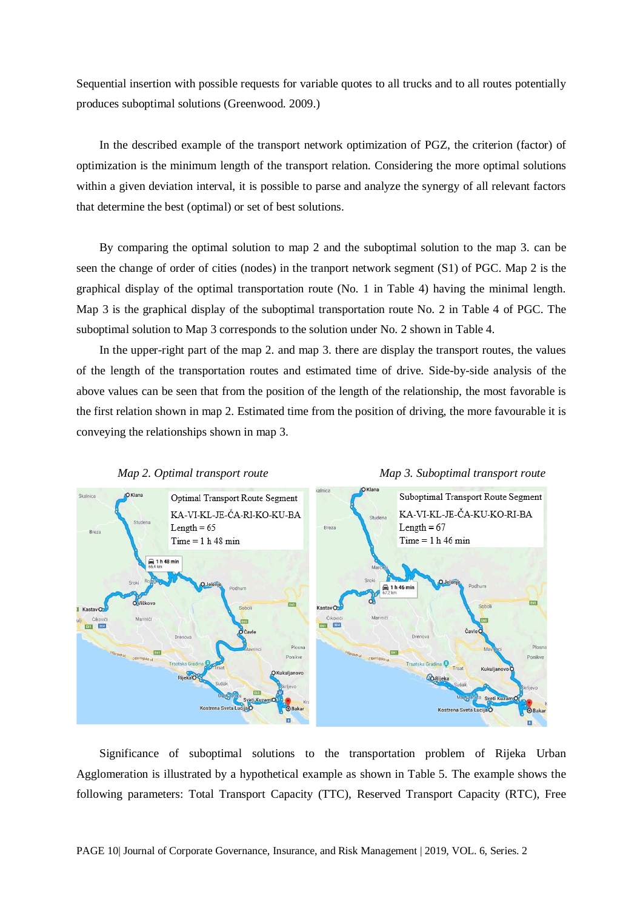Sequential insertion with possible requests for variable quotes to all trucks and to all routes potentially produces suboptimal solutions (Greenwood. 2009.)

In the described example of the transport network optimization of PGZ, the criterion (factor) of optimization is the minimum length of the transport relation. Considering the more optimal solutions within a given deviation interval, it is possible to parse and analyze the synergy of all relevant factors that determine the best (optimal) or set of best solutions.

By comparing the optimal solution to map 2 and the suboptimal solution to the map 3. can be seen the change of order of cities (nodes) in the tranport network segment (S1) of PGC. Map 2 is the graphical display of the optimal transportation route (No. 1 in Table 4) having the minimal length. Map 3 is the graphical display of the suboptimal transportation route No. 2 in Table 4 of PGC. The suboptimal solution to Map 3 corresponds to the solution under No. 2 shown in Table 4.

In the upper-right part of the map 2. and map 3. there are display the transport routes, the values of the length of the transportation routes and estimated time of drive. Side-by-side analysis of the above values can be seen that from the position of the length of the relationship, the most favorable is the first relation shown in map 2. Estimated time from the position of driving, the more favourable it is conveying the relationships shown in map 3.

*Map 2. Optimal transport route*

Optimal Transport Route Segment
KA-VI-KL-JE-ČA-RI-KO-KU-BA
Length = 65
Time = 1 h 48 min

*Map 3. Suboptimal transport route*

Suboptimal Transport Route Segment
KA-VI-KL-JE-ČA-KU-KO-RI-BA
Length = 67
Time = 1 h 46 min

Significance of suboptimal solutions to the transportation problem of Rijeka Urban Agglomeration is illustrated by a hypothetical example as shown in Table 5. The example shows the following parameters: Total Transport Capacity (TTC), Reserved Transport Capacity (RTC), Free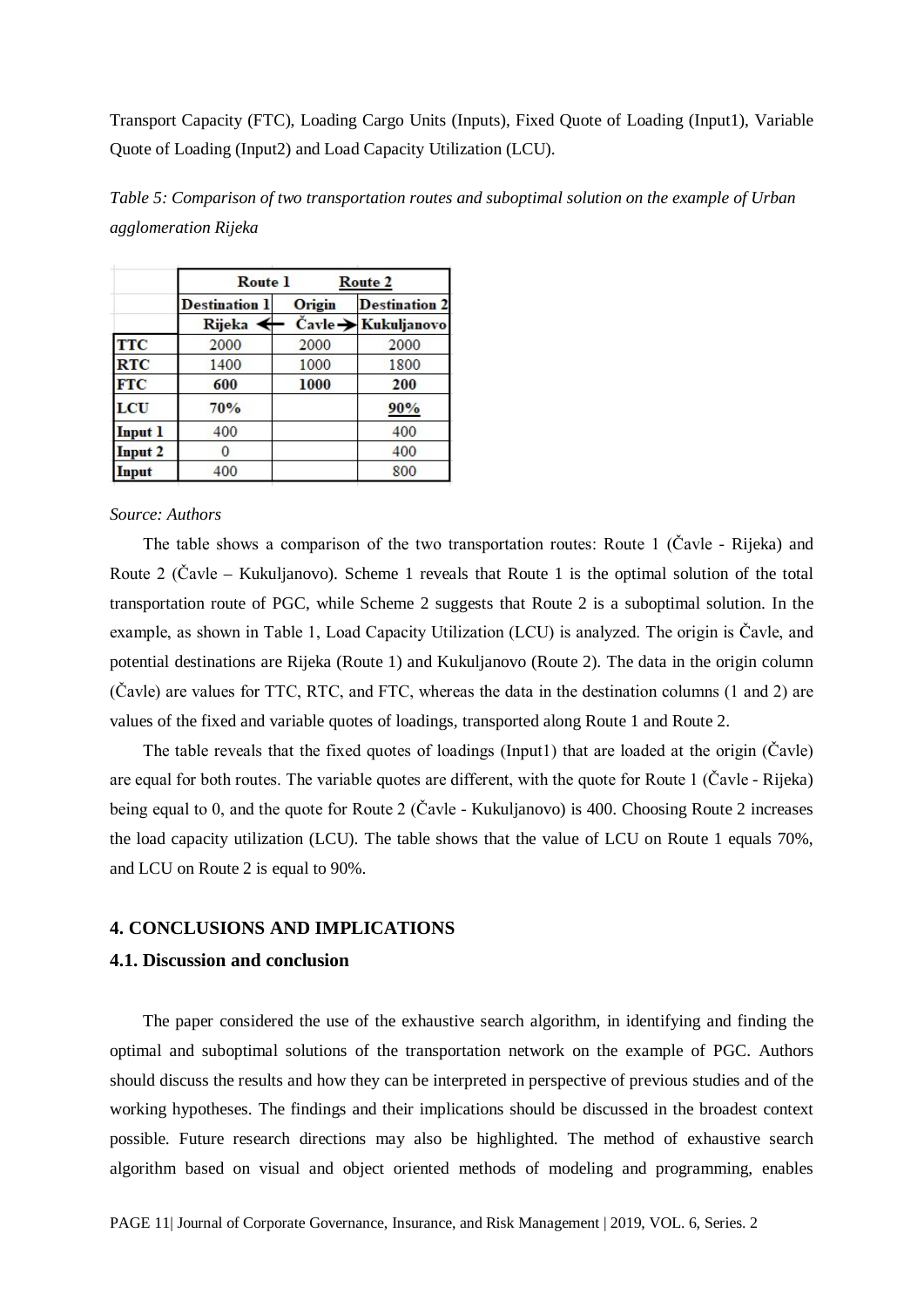Transport Capacity (FTC), Loading Cargo Units (Inputs), Fixed Quote of Loading (Input1), Variable Quote of Loading (Input2) and Load Capacity Utilization (LCU).

*Table 5: Comparison of two transportation routes and suboptimal solution on the example of Urban agglomeration Rijeka*

| | Route 1 | | Route 2 |
|---|---|---|---|
| | Destination 1 | Origin | Destination 2 |
| | Rijeka ← | Čavle → | Kukuljanovo |
| **TTC** | 2000 | 2000 | 2000 |
| **RTC** | 1400 | 1000 | 1800 |
| **FTC** | **600** | **1000** | **200** |
| **LCU** | **70%** | | **90%** |
| **Input 1** | 400 | | 400 |
| **Input 2** | 0 | | 400 |
| **Input** | 400 | | 800 |

*Source: Authors*

The table shows a comparison of the two transportation routes: Route 1 (Čavle - Rijeka) and Route 2 (Čavle – Kukuljanovo). Scheme 1 reveals that Route 1 is the optimal solution of the total transportation route of PGC, while Scheme 2 suggests that Route 2 is a suboptimal solution. In the example, as shown in Table 1, Load Capacity Utilization (LCU) is analyzed. The origin is Čavle, and potential destinations are Rijeka (Route 1) and Kukuljanovo (Route 2). The data in the origin column (Čavle) are values for TTC, RTC, and FTC, whereas the data in the destination columns (1 and 2) are values of the fixed and variable quotes of loadings, transported along Route 1 and Route 2.

The table reveals that the fixed quotes of loadings (Input1) that are loaded at the origin (Čavle) are equal for both routes. The variable quotes are different, with the quote for Route 1 (Čavle - Rijeka) being equal to 0, and the quote for Route 2 (Čavle - Kukuljanovo) is 400. Choosing Route 2 increases the load capacity utilization (LCU). The table shows that the value of LCU on Route 1 equals 70%, and LCU on Route 2 is equal to 90%.

## 4. CONCLUSIONS AND IMPLICATIONS

### 4.1. Discussion and conclusion

The paper considered the use of the exhaustive search algorithm, in identifying and finding the optimal and suboptimal solutions of the transportation network on the example of PGC. Authors should discuss the results and how they can be interpreted in perspective of previous studies and of the working hypotheses. The findings and their implications should be discussed in the broadest context possible. Future research directions may also be highlighted. The method of exhaustive search algorithm based on visual and object oriented methods of modeling and programming, enables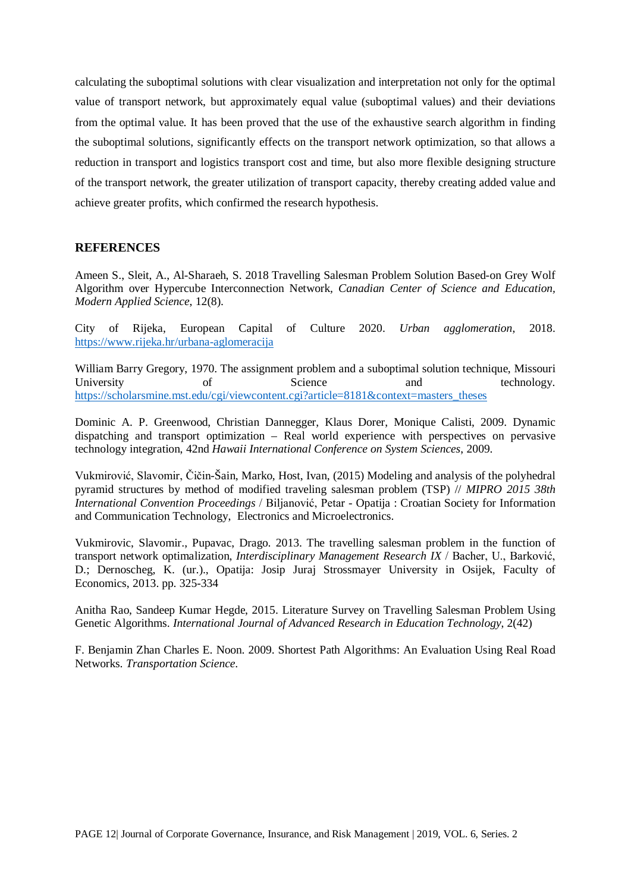calculating the suboptimal solutions with clear visualization and interpretation not only for the optimal value of transport network, but approximately equal value (suboptimal values) and their deviations from the optimal value. It has been proved that the use of the exhaustive search algorithm in finding the suboptimal solutions, significantly effects on the transport network optimization, so that allows a reduction in transport and logistics transport cost and time, but also more flexible designing structure of the transport network, the greater utilization of transport capacity, thereby creating added value and achieve greater profits, which confirmed the research hypothesis.

## REFERENCES

Ameen S., Sleit, A., Al-Sharaeh, S. 2018 Travelling Salesman Problem Solution Based-on Grey Wolf Algorithm over Hypercube Interconnection Network, *Canadian Center of Science and Education*, *Modern Applied Science*, 12(8).

City of Rijeka, European Capital of Culture 2020. *Urban agglomeration*, 2018. https://www.rijeka.hr/urbana-aglomeracija

William Barry Gregory, 1970. The assignment problem and a suboptimal solution technique, Missouri University of Science and technology. https://scholarsmine.mst.edu/cgi/viewcontent.cgi?article=8181&context=masters_theses

Dominic A. P. Greenwood, Christian Dannegger, Klaus Dorer, Monique Calisti, 2009. Dynamic dispatching and transport optimization – Real world experience with perspectives on pervasive technology integration, 42nd *Hawaii International Conference on System Sciences*, 2009.

Vukmirović, Slavomir, Čičin-Šain, Marko, Host, Ivan, (2015) Modeling and analysis of the polyhedral pyramid structures by method of modified traveling salesman problem (TSP) // *MIPRO 2015 38th International Convention Proceedings* / Biljanović, Petar - Opatija : Croatian Society for Information and Communication Technology, Electronics and Microelectronics.

Vukmirovic, Slavomir., Pupavac, Drago. 2013. The travelling salesman problem in the function of transport network optimalization, *Interdisciplinary Management Research IX* / Bacher, U., Barković, D.; Dernoscheg, K. (ur.)., Opatija: Josip Juraj Strossmayer University in Osijek, Faculty of Economics, 2013. pp. 325-334

Anitha Rao, Sandeep Kumar Hegde, 2015. Literature Survey on Travelling Salesman Problem Using Genetic Algorithms. *International Journal of Advanced Research in Education Technology*, 2(42)

F. Benjamin Zhan Charles E. Noon. 2009. Shortest Path Algorithms: An Evaluation Using Real Road Networks. *Transportation Science*.